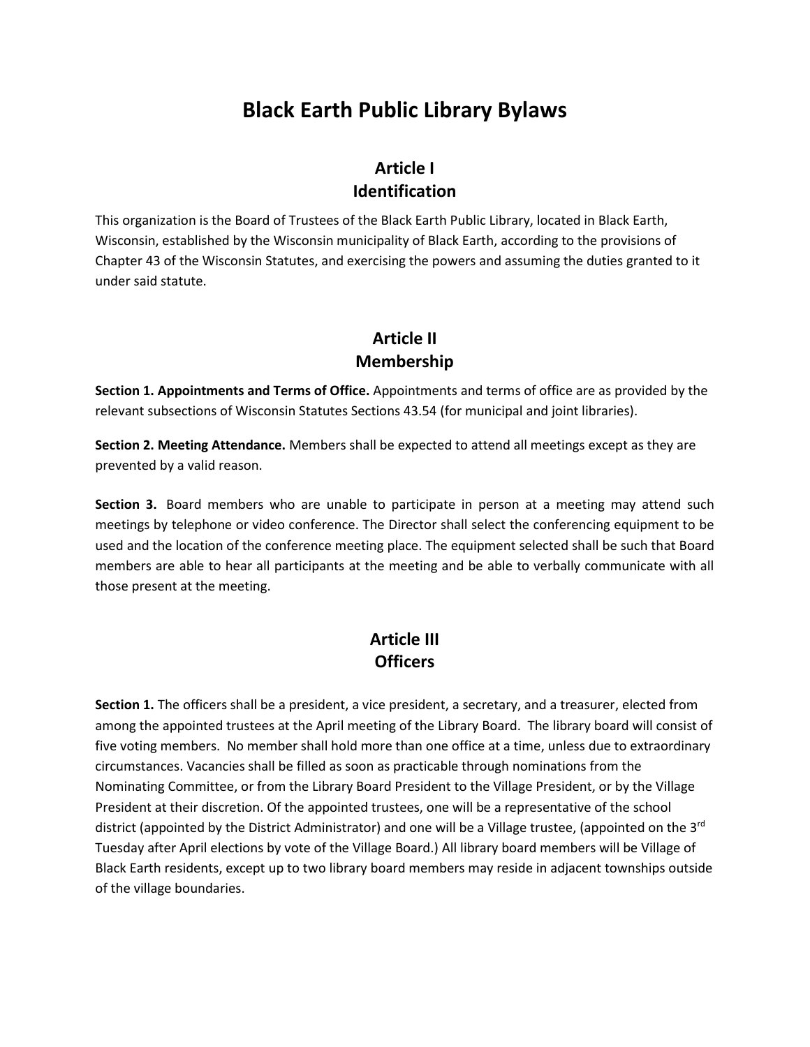# Black Earth Public Library Bylaws

## Article I
## Identification

This organization is the Board of Trustees of the Black Earth Public Library, located in Black Earth, Wisconsin, established by the Wisconsin municipality of Black Earth, according to the provisions of Chapter 43 of the Wisconsin Statutes, and exercising the powers and assuming the duties granted to it under said statute.

## Article II
## Membership

**Section 1. Appointments and Terms of Office.** Appointments and terms of office are as provided by the relevant subsections of Wisconsin Statutes Sections 43.54 (for municipal and joint libraries).

**Section 2. Meeting Attendance.** Members shall be expected to attend all meetings except as they are prevented by a valid reason.

**Section 3.** Board members who are unable to participate in person at a meeting may attend such meetings by telephone or video conference. The Director shall select the conferencing equipment to be used and the location of the conference meeting place. The equipment selected shall be such that Board members are able to hear all participants at the meeting and be able to verbally communicate with all those present at the meeting.

## Article III
## Officers

**Section 1.** The officers shall be a president, a vice president, a secretary, and a treasurer, elected from among the appointed trustees at the April meeting of the Library Board. The library board will consist of five voting members. No member shall hold more than one office at a time, unless due to extraordinary circumstances. Vacancies shall be filled as soon as practicable through nominations from the Nominating Committee, or from the Library Board President to the Village President, or by the Village President at their discretion. Of the appointed trustees, one will be a representative of the school district (appointed by the District Administrator) and one will be a Village trustee, (appointed on the 3rd Tuesday after April elections by vote of the Village Board.) All library board members will be Village of Black Earth residents, except up to two library board members may reside in adjacent townships outside of the village boundaries.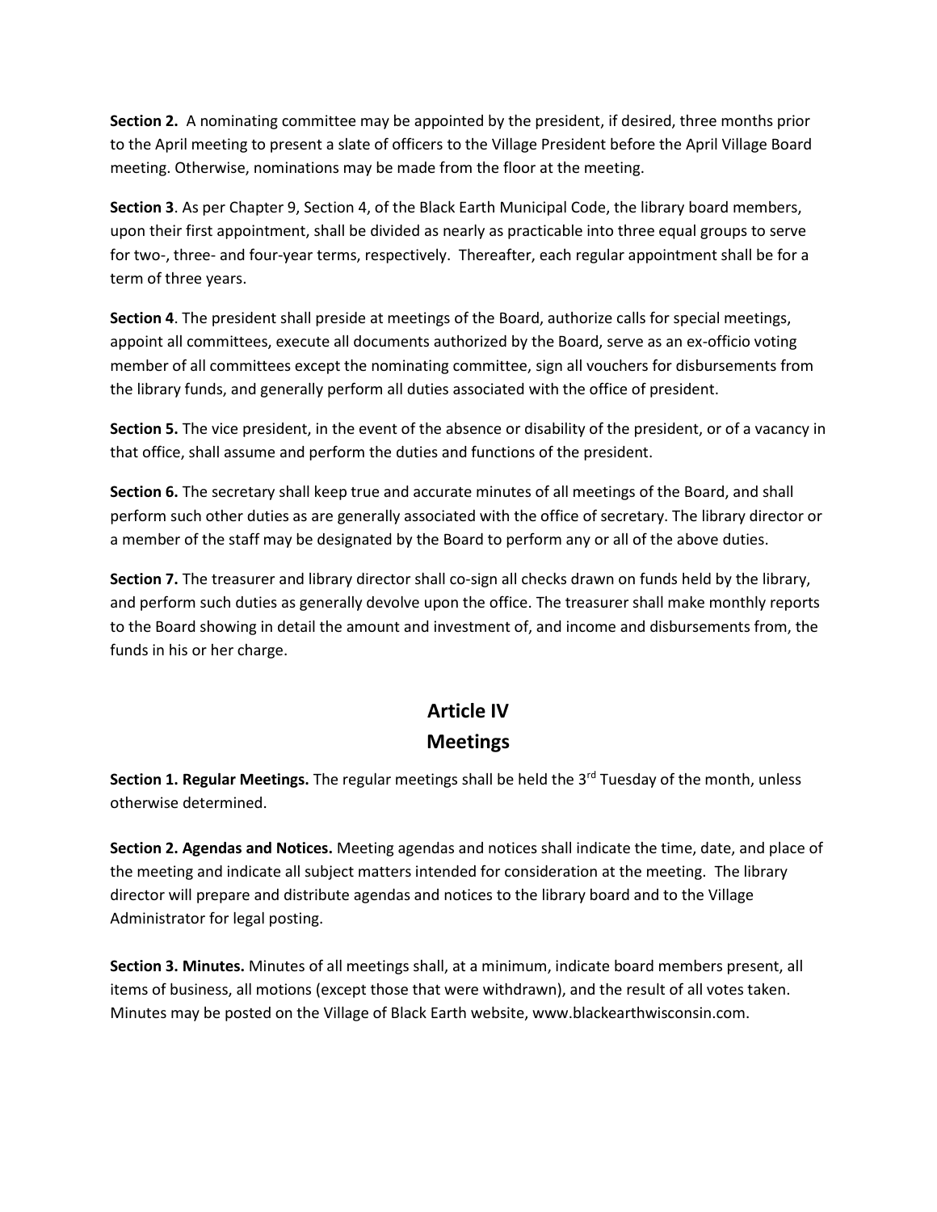**Section 2.** A nominating committee may be appointed by the president, if desired, three months prior to the April meeting to present a slate of officers to the Village President before the April Village Board meeting. Otherwise, nominations may be made from the floor at the meeting.

**Section 3**. As per Chapter 9, Section 4, of the Black Earth Municipal Code, the library board members, upon their first appointment, shall be divided as nearly as practicable into three equal groups to serve for two-, three- and four-year terms, respectively. Thereafter, each regular appointment shall be for a term of three years.

**Section 4**. The president shall preside at meetings of the Board, authorize calls for special meetings, appoint all committees, execute all documents authorized by the Board, serve as an ex-officio voting member of all committees except the nominating committee, sign all vouchers for disbursements from the library funds, and generally perform all duties associated with the office of president.

**Section 5.** The vice president, in the event of the absence or disability of the president, or of a vacancy in that office, shall assume and perform the duties and functions of the president.

**Section 6.** The secretary shall keep true and accurate minutes of all meetings of the Board, and shall perform such other duties as are generally associated with the office of secretary. The library director or a member of the staff may be designated by the Board to perform any or all of the above duties.

**Section 7.** The treasurer and library director shall co-sign all checks drawn on funds held by the library, and perform such duties as generally devolve upon the office. The treasurer shall make monthly reports to the Board showing in detail the amount and investment of, and income and disbursements from, the funds in his or her charge.

## Article IV
## Meetings

**Section 1. Regular Meetings.** The regular meetings shall be held the 3rd Tuesday of the month, unless otherwise determined.

**Section 2. Agendas and Notices.** Meeting agendas and notices shall indicate the time, date, and place of the meeting and indicate all subject matters intended for consideration at the meeting. The library director will prepare and distribute agendas and notices to the library board and to the Village Administrator for legal posting.

**Section 3. Minutes.** Minutes of all meetings shall, at a minimum, indicate board members present, all items of business, all motions (except those that were withdrawn), and the result of all votes taken. Minutes may be posted on the Village of Black Earth website, www.blackearthwisconsin.com.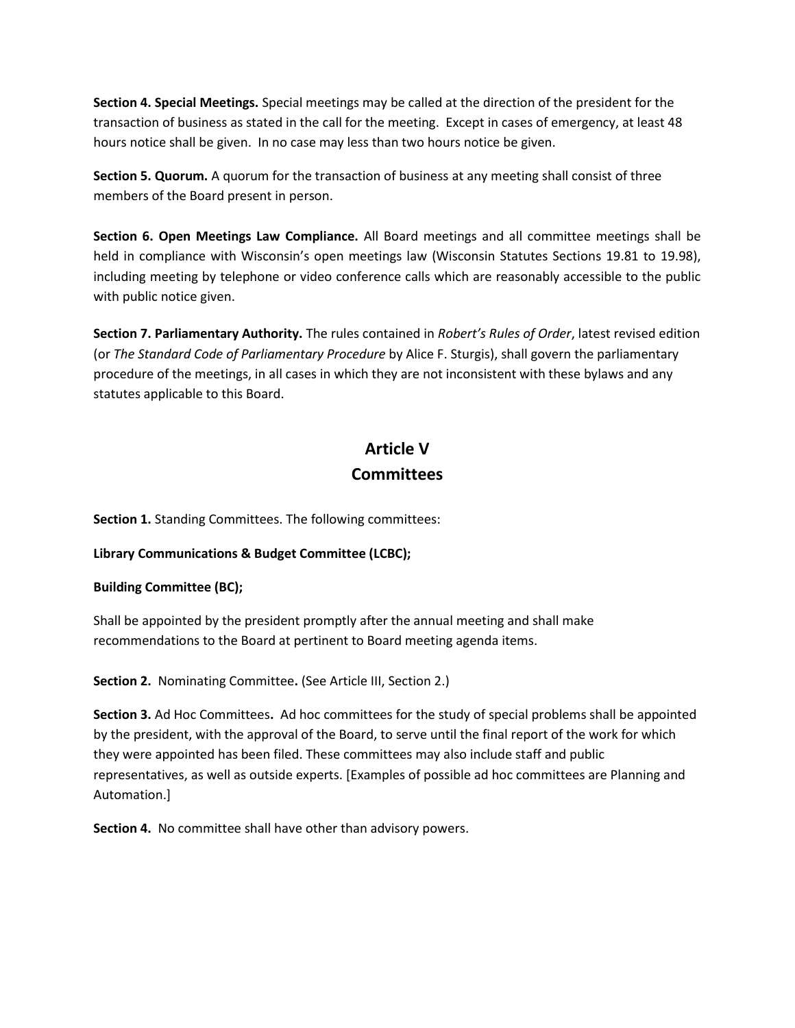**Section 4. Special Meetings.** Special meetings may be called at the direction of the president for the transaction of business as stated in the call for the meeting. Except in cases of emergency, at least 48 hours notice shall be given. In no case may less than two hours notice be given.

**Section 5. Quorum.** A quorum for the transaction of business at any meeting shall consist of three members of the Board present in person.

**Section 6. Open Meetings Law Compliance.** All Board meetings and all committee meetings shall be held in compliance with Wisconsin's open meetings law (Wisconsin Statutes Sections 19.81 to 19.98), including meeting by telephone or video conference calls which are reasonably accessible to the public with public notice given.

**Section 7. Parliamentary Authority.** The rules contained in *Robert's Rules of Order*, latest revised edition (or *The Standard Code of Parliamentary Procedure* by Alice F. Sturgis), shall govern the parliamentary procedure of the meetings, in all cases in which they are not inconsistent with these bylaws and any statutes applicable to this Board.

## Article V
## Committees

**Section 1.** Standing Committees. The following committees:

**Library Communications & Budget Committee (LCBC);**

**Building Committee (BC);**

Shall be appointed by the president promptly after the annual meeting and shall make recommendations to the Board at pertinent to Board meeting agenda items.

**Section 2.** Nominating Committee**.** (See Article III, Section 2.)

**Section 3.** Ad Hoc Committees**.** Ad hoc committees for the study of special problems shall be appointed by the president, with the approval of the Board, to serve until the final report of the work for which they were appointed has been filed. These committees may also include staff and public representatives, as well as outside experts. [Examples of possible ad hoc committees are Planning and Automation.]

**Section 4.** No committee shall have other than advisory powers.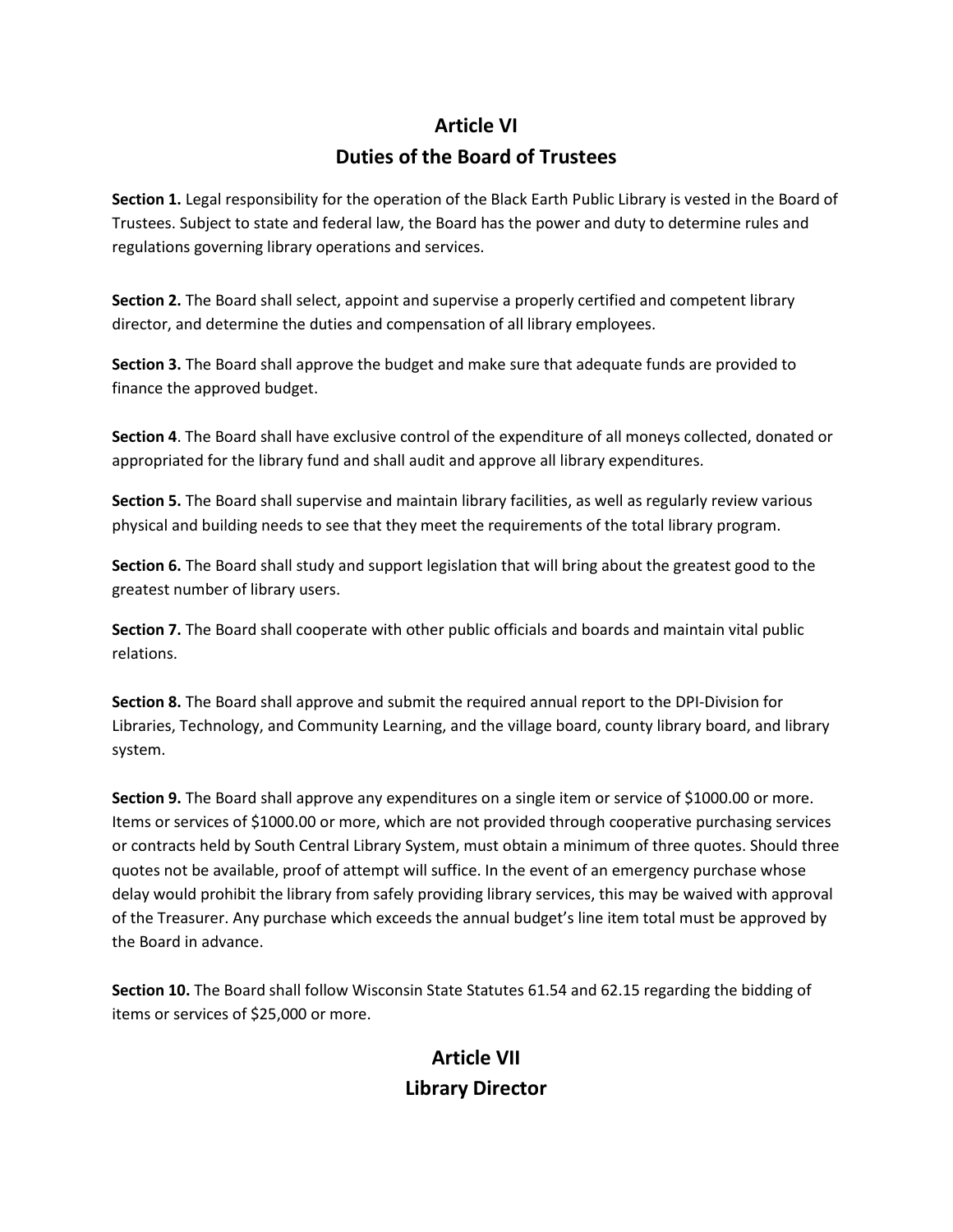## Article VI
## Duties of the Board of Trustees

**Section 1.** Legal responsibility for the operation of the Black Earth Public Library is vested in the Board of Trustees. Subject to state and federal law, the Board has the power and duty to determine rules and regulations governing library operations and services.

**Section 2.** The Board shall select, appoint and supervise a properly certified and competent library director, and determine the duties and compensation of all library employees.

**Section 3.** The Board shall approve the budget and make sure that adequate funds are provided to finance the approved budget.

**Section 4**. The Board shall have exclusive control of the expenditure of all moneys collected, donated or appropriated for the library fund and shall audit and approve all library expenditures.

**Section 5.** The Board shall supervise and maintain library facilities, as well as regularly review various physical and building needs to see that they meet the requirements of the total library program.

**Section 6.** The Board shall study and support legislation that will bring about the greatest good to the greatest number of library users.

**Section 7.** The Board shall cooperate with other public officials and boards and maintain vital public relations.

**Section 8.** The Board shall approve and submit the required annual report to the DPI-Division for Libraries, Technology, and Community Learning, and the village board, county library board, and library system.

**Section 9.** The Board shall approve any expenditures on a single item or service of $1000.00 or more. Items or services of $1000.00 or more, which are not provided through cooperative purchasing services or contracts held by South Central Library System, must obtain a minimum of three quotes. Should three quotes not be available, proof of attempt will suffice. In the event of an emergency purchase whose delay would prohibit the library from safely providing library services, this may be waived with approval of the Treasurer. Any purchase which exceeds the annual budget's line item total must be approved by the Board in advance.

**Section 10.** The Board shall follow Wisconsin State Statutes 61.54 and 62.15 regarding the bidding of items or services of $25,000 or more.

## Article VII
## Library Director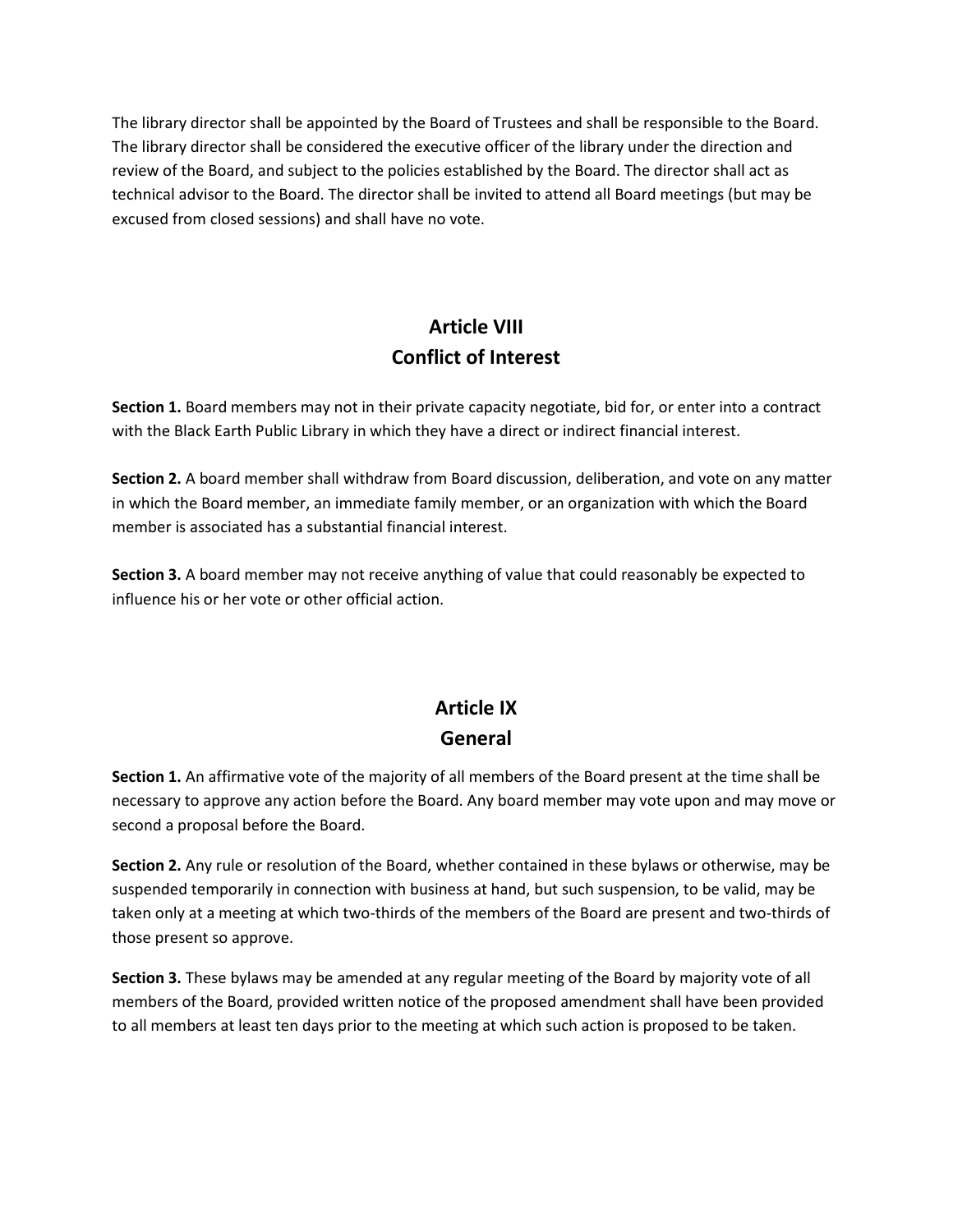The library director shall be appointed by the Board of Trustees and shall be responsible to the Board. The library director shall be considered the executive officer of the library under the direction and review of the Board, and subject to the policies established by the Board. The director shall act as technical advisor to the Board. The director shall be invited to attend all Board meetings (but may be excused from closed sessions) and shall have no vote.

## Article VIII
## Conflict of Interest

**Section 1.** Board members may not in their private capacity negotiate, bid for, or enter into a contract with the Black Earth Public Library in which they have a direct or indirect financial interest.

**Section 2.** A board member shall withdraw from Board discussion, deliberation, and vote on any matter in which the Board member, an immediate family member, or an organization with which the Board member is associated has a substantial financial interest.

**Section 3.** A board member may not receive anything of value that could reasonably be expected to influence his or her vote or other official action.

## Article IX
## General

**Section 1.** An affirmative vote of the majority of all members of the Board present at the time shall be necessary to approve any action before the Board. Any board member may vote upon and may move or second a proposal before the Board.

**Section 2.** Any rule or resolution of the Board, whether contained in these bylaws or otherwise, may be suspended temporarily in connection with business at hand, but such suspension, to be valid, may be taken only at a meeting at which two-thirds of the members of the Board are present and two-thirds of those present so approve.

**Section 3.** These bylaws may be amended at any regular meeting of the Board by majority vote of all members of the Board, provided written notice of the proposed amendment shall have been provided to all members at least ten days prior to the meeting at which such action is proposed to be taken.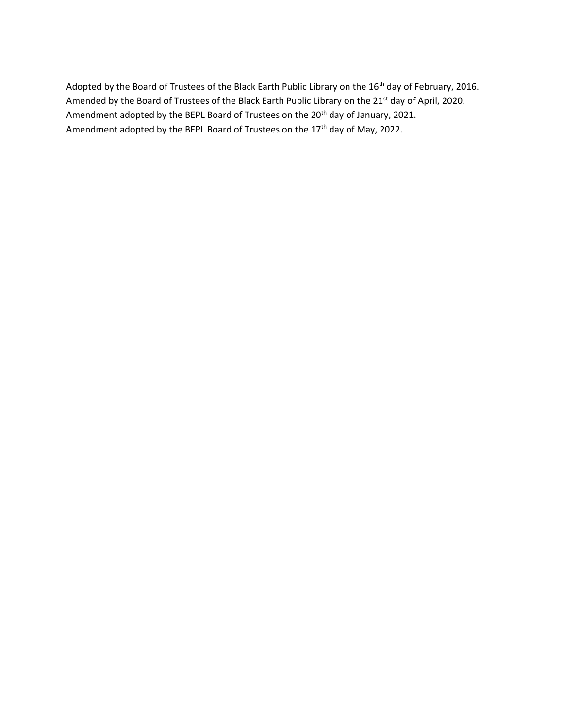Adopted by the Board of Trustees of the Black Earth Public Library on the 16th day of February, 2016.
Amended by the Board of Trustees of the Black Earth Public Library on the 21st day of April, 2020.
Amendment adopted by the BEPL Board of Trustees on the 20th day of January, 2021.
Amendment adopted by the BEPL Board of Trustees on the 17th day of May, 2022.